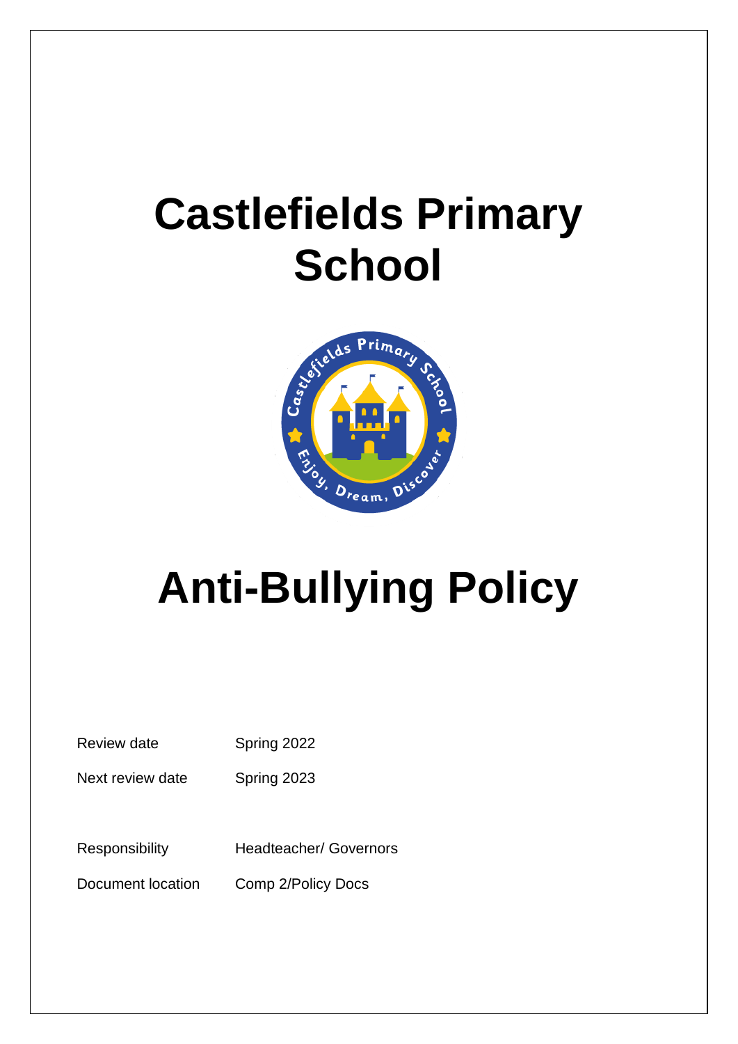# Castlefields Primary School

# Anti-Bullying Policy

| | |
|---|---|
| Review date | Spring 2022 |
| Next review date | Spring 2023 |
| Responsibility | Headteacher/ Governors |
| Document location | Comp 2/Policy Docs |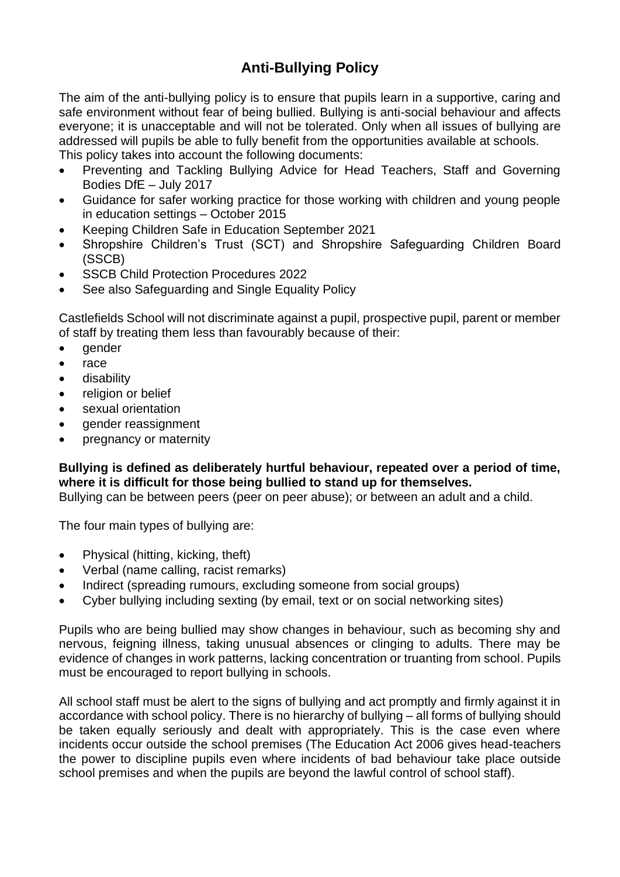# Anti-Bullying Policy

The aim of the anti-bullying policy is to ensure that pupils learn in a supportive, caring and safe environment without fear of being bullied. Bullying is anti-social behaviour and affects everyone; it is unacceptable and will not be tolerated. Only when all issues of bullying are addressed will pupils be able to fully benefit from the opportunities available at schools. This policy takes into account the following documents:

- Preventing and Tackling Bullying Advice for Head Teachers, Staff and Governing Bodies DfE – July 2017
- Guidance for safer working practice for those working with children and young people in education settings – October 2015
- Keeping Children Safe in Education September 2021
- Shropshire Children's Trust (SCT) and Shropshire Safeguarding Children Board (SSCB)
- SSCB Child Protection Procedures 2022
- See also Safeguarding and Single Equality Policy

Castlefields School will not discriminate against a pupil, prospective pupil, parent or member of staff by treating them less than favourably because of their:

- gender
- race
- disability
- religion or belief
- sexual orientation
- gender reassignment
- pregnancy or maternity

**Bullying is defined as deliberately hurtful behaviour, repeated over a period of time, where it is difficult for those being bullied to stand up for themselves.**
Bullying can be between peers (peer on peer abuse); or between an adult and a child.

The four main types of bullying are:

- Physical (hitting, kicking, theft)
- Verbal (name calling, racist remarks)
- Indirect (spreading rumours, excluding someone from social groups)
- Cyber bullying including sexting (by email, text or on social networking sites)

Pupils who are being bullied may show changes in behaviour, such as becoming shy and nervous, feigning illness, taking unusual absences or clinging to adults. There may be evidence of changes in work patterns, lacking concentration or truanting from school. Pupils must be encouraged to report bullying in schools.

All school staff must be alert to the signs of bullying and act promptly and firmly against it in accordance with school policy. There is no hierarchy of bullying – all forms of bullying should be taken equally seriously and dealt with appropriately. This is the case even where incidents occur outside the school premises (The Education Act 2006 gives head-teachers the power to discipline pupils even where incidents of bad behaviour take place outside school premises and when the pupils are beyond the lawful control of school staff).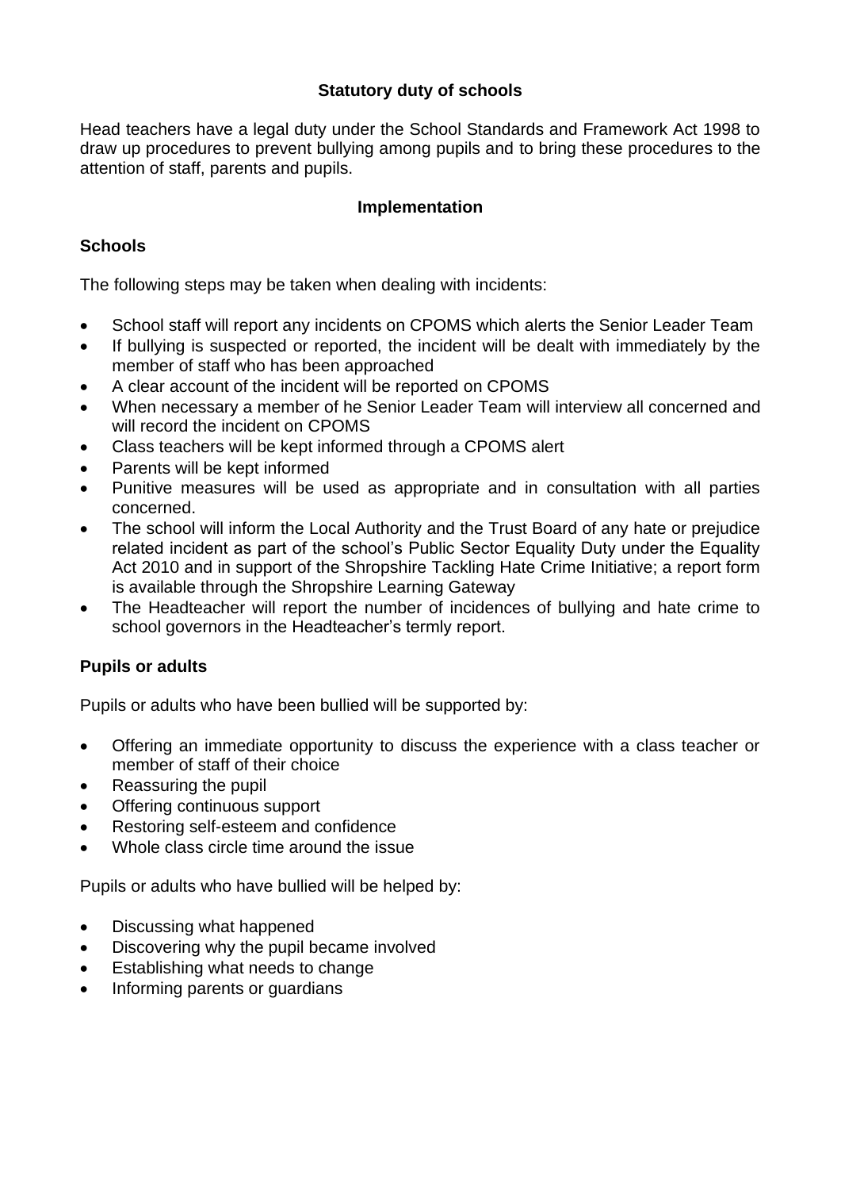## Statutory duty of schools

Head teachers have a legal duty under the School Standards and Framework Act 1998 to draw up procedures to prevent bullying among pupils and to bring these procedures to the attention of staff, parents and pupils.

## Implementation

### Schools

The following steps may be taken when dealing with incidents:

- School staff will report any incidents on CPOMS which alerts the Senior Leader Team
- If bullying is suspected or reported, the incident will be dealt with immediately by the member of staff who has been approached
- A clear account of the incident will be reported on CPOMS
- When necessary a member of he Senior Leader Team will interview all concerned and will record the incident on CPOMS
- Class teachers will be kept informed through a CPOMS alert
- Parents will be kept informed
- Punitive measures will be used as appropriate and in consultation with all parties concerned.
- The school will inform the Local Authority and the Trust Board of any hate or prejudice related incident as part of the school's Public Sector Equality Duty under the Equality Act 2010 and in support of the Shropshire Tackling Hate Crime Initiative; a report form is available through the Shropshire Learning Gateway
- The Headteacher will report the number of incidences of bullying and hate crime to school governors in the Headteacher's termly report.

### Pupils or adults

Pupils or adults who have been bullied will be supported by:

- Offering an immediate opportunity to discuss the experience with a class teacher or member of staff of their choice
- Reassuring the pupil
- Offering continuous support
- Restoring self-esteem and confidence
- Whole class circle time around the issue

Pupils or adults who have bullied will be helped by:

- Discussing what happened
- Discovering why the pupil became involved
- Establishing what needs to change
- Informing parents or guardians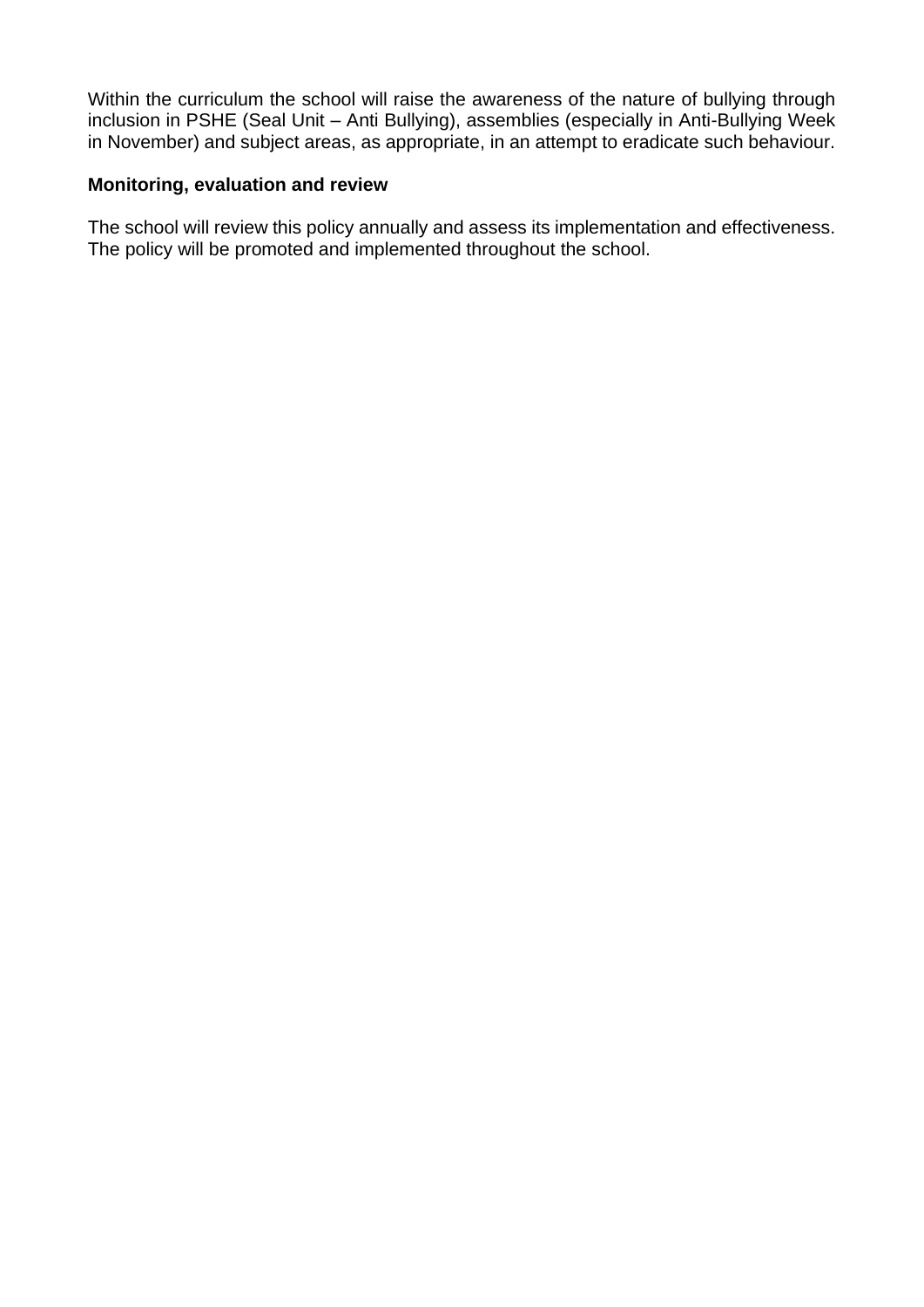Within the curriculum the school will raise the awareness of the nature of bullying through inclusion in PSHE (Seal Unit – Anti Bullying), assemblies (especially in Anti-Bullying Week in November) and subject areas, as appropriate, in an attempt to eradicate such behaviour.

**Monitoring, evaluation and review**

The school will review this policy annually and assess its implementation and effectiveness. The policy will be promoted and implemented throughout the school.